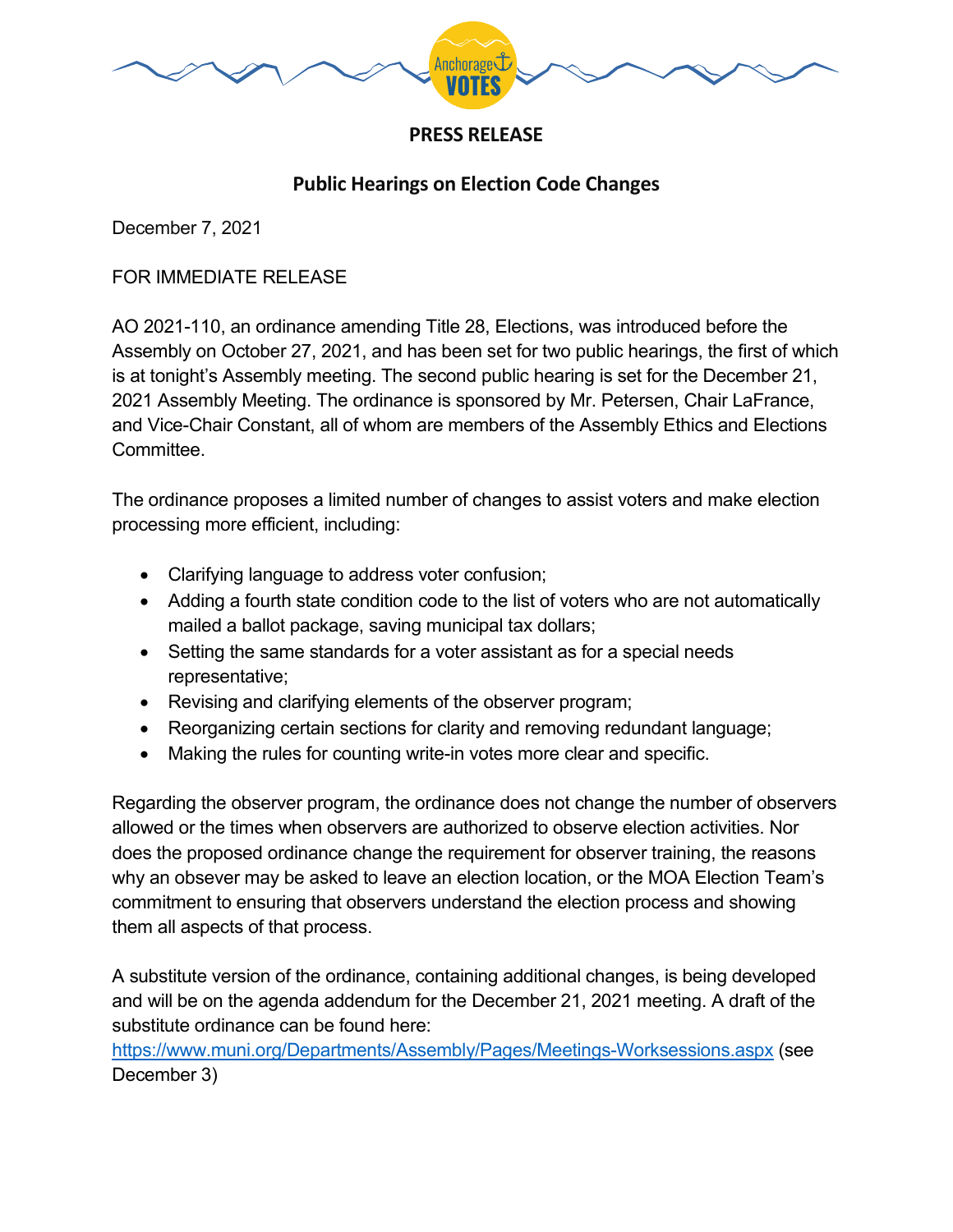Anchorage VOTES

## PRESS RELEASE

### Public Hearings on Election Code Changes

December 7, 2021

FOR IMMEDIATE RELEASE

AO 2021-110, an ordinance amending Title 28, Elections, was introduced before the Assembly on October 27, 2021, and has been set for two public hearings, the first of which is at tonight's Assembly meeting. The second public hearing is set for the December 21, 2021 Assembly Meeting. The ordinance is sponsored by Mr. Petersen, Chair LaFrance, and Vice-Chair Constant, all of whom are members of the Assembly Ethics and Elections Committee.

The ordinance proposes a limited number of changes to assist voters and make election processing more efficient, including:

- Clarifying language to address voter confusion;
- Adding a fourth state condition code to the list of voters who are not automatically mailed a ballot package, saving municipal tax dollars;
- Setting the same standards for a voter assistant as for a special needs representative;
- Revising and clarifying elements of the observer program;
- Reorganizing certain sections for clarity and removing redundant language;
- Making the rules for counting write-in votes more clear and specific.

Regarding the observer program, the ordinance does not change the number of observers allowed or the times when observers are authorized to observe election activities. Nor does the proposed ordinance change the requirement for observer training, the reasons why an obsever may be asked to leave an election location, or the MOA Election Team's commitment to ensuring that observers understand the election process and showing them all aspects of that process.

A substitute version of the ordinance, containing additional changes, is being developed and will be on the agenda addendum for the December 21, 2021 meeting. A draft of the substitute ordinance can be found here: https://www.muni.org/Departments/Assembly/Pages/Meetings-Worksessions.aspx (see December 3)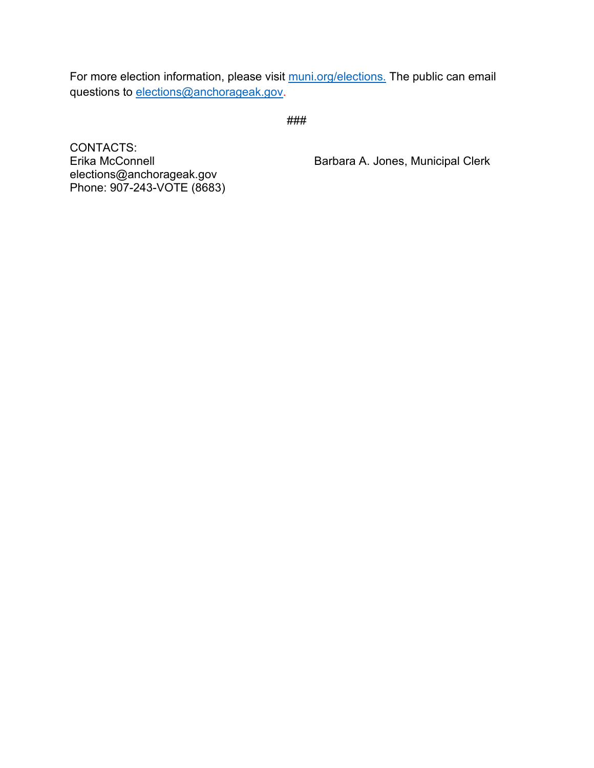For more election information, please visit muni.org/elections. The public can email questions to elections@anchorageak.gov.

###

CONTACTS:
Erika McConnell
elections@anchorageak.gov
Phone: 907-243-VOTE (8683)

Barbara A. Jones, Municipal Clerk